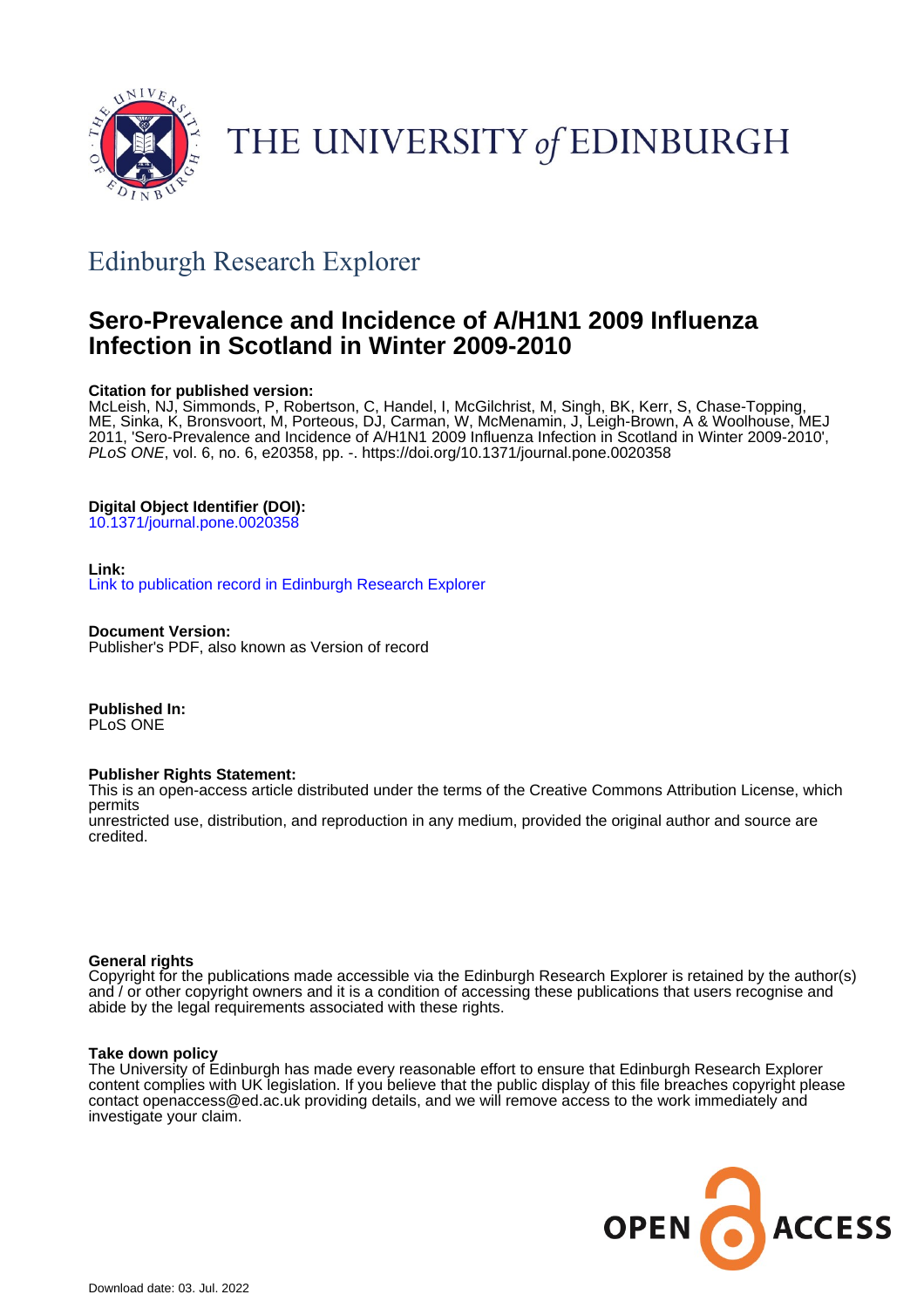THE UNIVERSITY *of* EDINBURGH

## Edinburgh Research Explorer

# Sero-Prevalence and Incidence of A/H1N1 2009 Influenza Infection in Scotland in Winter 2009-2010

**Citation for published version:**
McLeish, NJ, Simmonds, P, Robertson, C, Handel, I, McGilchrist, M, Singh, BK, Kerr, S, Chase-Topping, ME, Sinka, K, Bronsvoort, M, Porteous, DJ, Carman, W, McMenamin, J, Leigh-Brown, A & Woolhouse, MEJ 2011, 'Sero-Prevalence and Incidence of A/H1N1 2009 Influenza Infection in Scotland in Winter 2009-2010', *PLoS ONE*, vol. 6, no. 6, e20358, pp. -. https://doi.org/10.1371/journal.pone.0020358

**Digital Object Identifier (DOI):**
10.1371/journal.pone.0020358

**Link:**
Link to publication record in Edinburgh Research Explorer

**Document Version:**
Publisher's PDF, also known as Version of record

**Published In:**
PLoS ONE

**Publisher Rights Statement:**
This is an open-access article distributed under the terms of the Creative Commons Attribution License, which permits
unrestricted use, distribution, and reproduction in any medium, provided the original author and source are credited.

**General rights**
Copyright for the publications made accessible via the Edinburgh Research Explorer is retained by the author(s) and / or other copyright owners and it is a condition of accessing these publications that users recognise and abide by the legal requirements associated with these rights.

**Take down policy**
The University of Edinburgh has made every reasonable effort to ensure that Edinburgh Research Explorer content complies with UK legislation. If you believe that the public display of this file breaches copyright please contact openaccess@ed.ac.uk providing details, and we will remove access to the work immediately and investigate your claim.

OPEN ACCESS

Download date: 03. Jul. 2022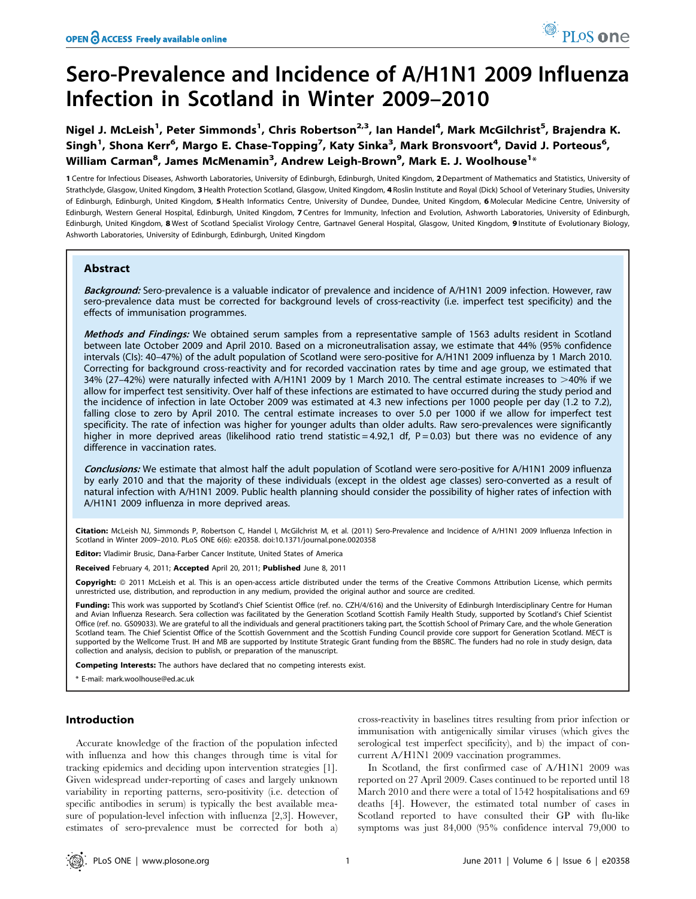# Sero-Prevalence and Incidence of A/H1N1 2009 Influenza Infection in Scotland in Winter 2009–2010

**Nigel J. McLeish[1], Peter Simmonds[1], Chris Robertson[2,3], Ian Handel[4], Mark McGilchrist[5], Brajendra K. Singh[1], Shona Kerr[6], Margo E. Chase-Topping[7], Katy Sinka[3], Mark Bronsvoort[4], David J. Porteous[6], William Carman[8], James McMenamin[3], Andrew Leigh-Brown[9], Mark E. J. Woolhouse[1]***

1 Centre for Infectious Diseases, Ashworth Laboratories, University of Edinburgh, Edinburgh, United Kingdom, 2 Department of Mathematics and Statistics, University of Strathclyde, Glasgow, United Kingdom, 3 Health Protection Scotland, Glasgow, United Kingdom, 4 Roslin Institute and Royal (Dick) School of Veterinary Studies, University of Edinburgh, Edinburgh, United Kingdom, 5 Health Informatics Centre, University of Dundee, Dundee, United Kingdom, 6 Molecular Medicine Centre, University of Edinburgh, Western General Hospital, Edinburgh, United Kingdom, 7 Centres for Immunity, Infection and Evolution, Ashworth Laboratories, University of Edinburgh, Edinburgh, United Kingdom, 8 West of Scotland Specialist Virology Centre, Gartnavel General Hospital, Glasgow, United Kingdom, 9 Institute of Evolutionary Biology, Ashworth Laboratories, University of Edinburgh, Edinburgh, United Kingdom

## Abstract

***Background:*** Sero-prevalence is a valuable indicator of prevalence and incidence of A/H1N1 2009 infection. However, raw sero-prevalence data must be corrected for background levels of cross-reactivity (i.e. imperfect test specificity) and the effects of immunisation programmes.

***Methods and Findings:*** We obtained serum samples from a representative sample of 1563 adults resident in Scotland between late October 2009 and April 2010. Based on a microneutralisation assay, we estimate that 44% (95% confidence intervals (CIs): 40–47%) of the adult population of Scotland were sero-positive for A/H1N1 2009 influenza by 1 March 2010. Correcting for background cross-reactivity and for recorded vaccination rates by time and age group, we estimated that 34% (27–42%) were naturally infected with A/H1N1 2009 by 1 March 2010. The central estimate increases to >40% if we allow for imperfect test sensitivity. Over half of these infections are estimated to have occurred during the study period and the incidence of infection in late October 2009 was estimated at 4.3 new infections per 1000 people per day (1.2 to 7.2), falling close to zero by April 2010. The central estimate increases to over 5.0 per 1000 if we allow for imperfect test specificity. The rate of infection was higher for younger adults than older adults. Raw sero-prevalences were significantly higher in more deprived areas (likelihood ratio trend statistic = 4.92,1 df, P = 0.03) but there was no evidence of any difference in vaccination rates.

***Conclusions:*** We estimate that almost half the adult population of Scotland were sero-positive for A/H1N1 2009 influenza by early 2010 and that the majority of these individuals (except in the oldest age classes) sero-converted as a result of natural infection with A/H1N1 2009. Public health planning should consider the possibility of higher rates of infection with A/H1N1 2009 influenza in more deprived areas.

**Citation:** McLeish NJ, Simmonds P, Robertson C, Handel I, McGilchrist M, et al. (2011) Sero-Prevalence and Incidence of A/H1N1 2009 Influenza Infection in Scotland in Winter 2009–2010. PLoS ONE 6(6): e20358. doi:10.1371/journal.pone.0020358

**Editor:** Vladimir Brusic, Dana-Farber Cancer Institute, United States of America

**Received** February 4, 2011; **Accepted** April 20, 2011; **Published** June 8, 2011

**Copyright:** © 2011 McLeish et al. This is an open-access article distributed under the terms of the Creative Commons Attribution License, which permits unrestricted use, distribution, and reproduction in any medium, provided the original author and source are credited.

**Funding:** This work was supported by Scotland's Chief Scientist Office (ref. no. CZH/4/616) and the University of Edinburgh Interdisciplinary Centre for Human and Avian Influenza Research. Sera collection was facilitated by the Generation Scotland Scottish Family Health Study, supported by Scotland's Chief Scientist Office (ref. no. GS09033). We are grateful to all the individuals and general practitioners taking part, the Scottish School of Primary Care, and the whole Generation Scotland team. The Chief Scientist Office of the Scottish Government and the Scottish Funding Council provide core support for Generation Scotland. MECT is supported by the Wellcome Trust. IH and MB are supported by Institute Strategic Grant funding from the BBSRC. The funders had no role in study design, data collection and analysis, decision to publish, or preparation of the manuscript.

**Competing Interests:** The authors have declared that no competing interests exist.

\* E-mail: mark.woolhouse@ed.ac.uk

## Introduction

Accurate knowledge of the fraction of the population infected with influenza and how this changes through time is vital for tracking epidemics and deciding upon intervention strategies [1]. Given widespread under-reporting of cases and largely unknown variability in reporting patterns, sero-positivity (i.e. detection of specific antibodies in serum) is typically the best available measure of population-level infection with influenza [2,3]. However, estimates of sero-prevalence must be corrected for both a) cross-reactivity in baselines titres resulting from prior infection or immunisation with antigenically similar viruses (which gives the serological test imperfect specificity), and b) the impact of concurrent A/H1N1 2009 vaccination programmes.

In Scotland, the first confirmed case of A/H1N1 2009 was reported on 27 April 2009. Cases continued to be reported until 18 March 2010 and there were a total of 1542 hospitalisations and 69 deaths [4]. However, the estimated total number of cases in Scotland reported to have consulted their GP with flu-like symptoms was just 84,000 (95% confidence interval 79,000 to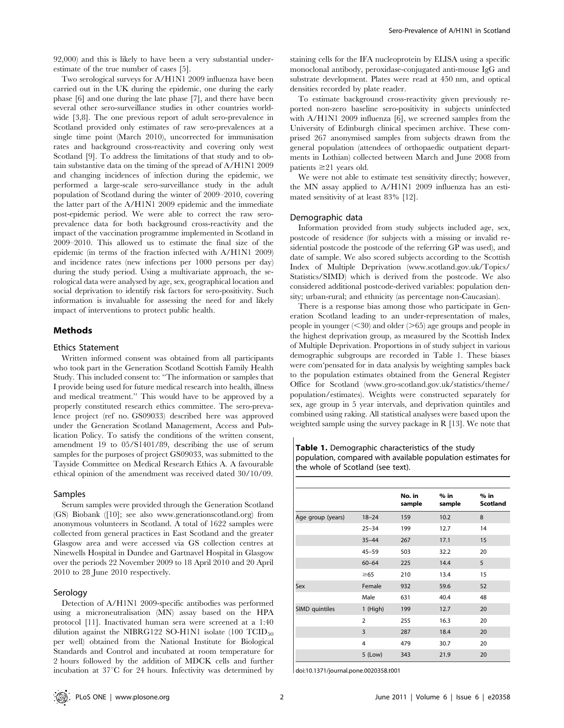92,000) and this is likely to have been a very substantial underestimate of the true number of cases [5].

Two serological surveys for A/H1N1 2009 influenza have been carried out in the UK during the epidemic, one during the early phase [6] and one during the late phase [7], and there have been several other sero-surveillance studies in other countries worldwide [3,8]. The one previous report of adult sero-prevalence in Scotland provided only estimates of raw sero-prevalences at a single time point (March 2010), uncorrected for immunisation rates and background cross-reactivity and covering only west Scotland [9]. To address the limitations of that study and to obtain substantive data on the timing of the spread of A/H1N1 2009 and changing incidences of infection during the epidemic, we performed a large-scale sero-surveillance study in the adult population of Scotland during the winter of 2009–2010, covering the latter part of the A/H1N1 2009 epidemic and the immediate post-epidemic period. We were able to correct the raw sero-prevalence data for both background cross-reactivity and the impact of the vaccination programme implemented in Scotland in 2009–2010. This allowed us to estimate the final size of the epidemic (in terms of the fraction infected with A/H1N1 2009) and incidence rates (new infections per 1000 persons per day) during the study period. Using a multivariate approach, the serological data were analysed by age, sex, geographical location and social deprivation to identify risk factors for sero-positivity. Such information is invaluable for assessing the need for and likely impact of interventions to protect public health.

## Methods

### Ethics Statement

Written informed consent was obtained from all participants who took part in the Generation Scotland Scottish Family Health Study. This included consent to: "The information or samples that I provide being used for future medical research into health, illness and medical treatment." This would have to be approved by a properly constituted research ethics committee. The sero-prevalence project (ref no. GS09033) described here was approved under the Generation Scotland Management, Access and Publication Policy. To satisfy the conditions of the written consent, amendment 19 to 05/S1401/89, describing the use of serum samples for the purposes of project GS09033, was submitted to the Tayside Committee on Medical Research Ethics A. A favourable ethical opinion of the amendment was received dated 30/10/09.

### Samples

Serum samples were provided through the Generation Scotland (GS) Biobank ([10]; see also www.generationscotland.org) from anonymous volunteers in Scotland. A total of 1622 samples were collected from general practices in East Scotland and the greater Glasgow area and were accessed via GS collection centres at Ninewells Hospital in Dundee and Gartnavel Hospital in Glasgow over the periods 22 November 2009 to 18 April 2010 and 20 April 2010 to 28 June 2010 respectively.

### Serology

Detection of A/H1N1 2009-specific antibodies was performed using a microneutralisation (MN) assay based on the HPA protocol [11]. Inactivated human sera were screened at a 1:40 dilution against the NIBRG122 SO-H1N1 isolate (100 $TCID_{50}$ per well) obtained from the National Institute for Biological Standards and Control and incubated at room temperature for 2 hours followed by the addition of MDCK cells and further incubation at 37°C for 24 hours. Infectivity was determined by staining cells for the IFA nucleoprotein by ELISA using a specific monoclonal antibody, peroxidase-conjugated anti-mouse IgG and substrate development. Plates were read at 450 nm, and optical densities recorded by plate reader.

To estimate background cross-reactivity given previously reported non-zero baseline sero-positivity in subjects uninfected with A/H1N1 2009 influenza [6], we screened samples from the University of Edinburgh clinical specimen archive. These comprised 267 anonymised samples from subjects drawn from the general population (attendees of orthopaedic outpatient departments in Lothian) collected between March and June 2008 from patients ≥21 years old.

We were not able to estimate test sensitivity directly; however, the MN assay applied to A/H1N1 2009 influenza has an estimated sensitivity of at least 83% [12].

### Demographic data

Information provided from study subjects included age, sex, postcode of residence (for subjects with a missing or invalid residential postcode the postcode of the referring GP was used), and date of sample. We also scored subjects according to the Scottish Index of Multiple Deprivation (www.scotland.gov.uk/Topics/Statistics/SIMD) which is derived from the postcode. We also considered additional postcode-derived variables: population density; urban-rural; and ethnicity (as percentage non-Caucasian).

There is a response bias among those who participate in Generation Scotland leading to an under-representation of males, people in younger (<30) and older (>65) age groups and people in the highest deprivation group, as measured by the Scottish Index of Multiple Deprivation. Proportions in of study subject in various demographic subgroups are recorded in Table 1. These biases were com'pensated for in data analysis by weighting samples back to the population estimates obtained from the General Register Office for Scotland (www.gro-scotland.gov.uk/statistics/theme/population/estimates). Weights were constructed separately for sex, age group in 5 year intervals, and deprivation quintiles and combined using raking. All statistical analyses were based upon the weighted sample using the survey package in R [13]. We note that

**Table 1.** Demographic characteristics of the study population, compared with available population estimates for the whole of Scotland (see text).

| | | No. in sample | % in sample | % in Scotland |
|---|---|---|---|---|
| Age group (years) | 18–24 | 159 | 10.2 | 8 |
| | 25–34 | 199 | 12.7 | 14 |
| | 35–44 | 267 | 17.1 | 15 |
| | 45–59 | 503 | 32.2 | 20 |
| | 60–64 | 225 | 14.4 | 5 |
| | ≥65 | 210 | 13.4 | 15 |
| Sex | Female | 932 | 59.6 | 52 |
| | Male | 631 | 40.4 | 48 |
| SIMD quintiles | 1 (High) | 199 | 12.7 | 20 |
| | 2 | 255 | 16.3 | 20 |
| | 3 | 287 | 18.4 | 20 |
| | 4 | 479 | 30.7 | 20 |
| | 5 (Low) | 343 | 21.9 | 20 |

doi:10.1371/journal.pone.0020358.t001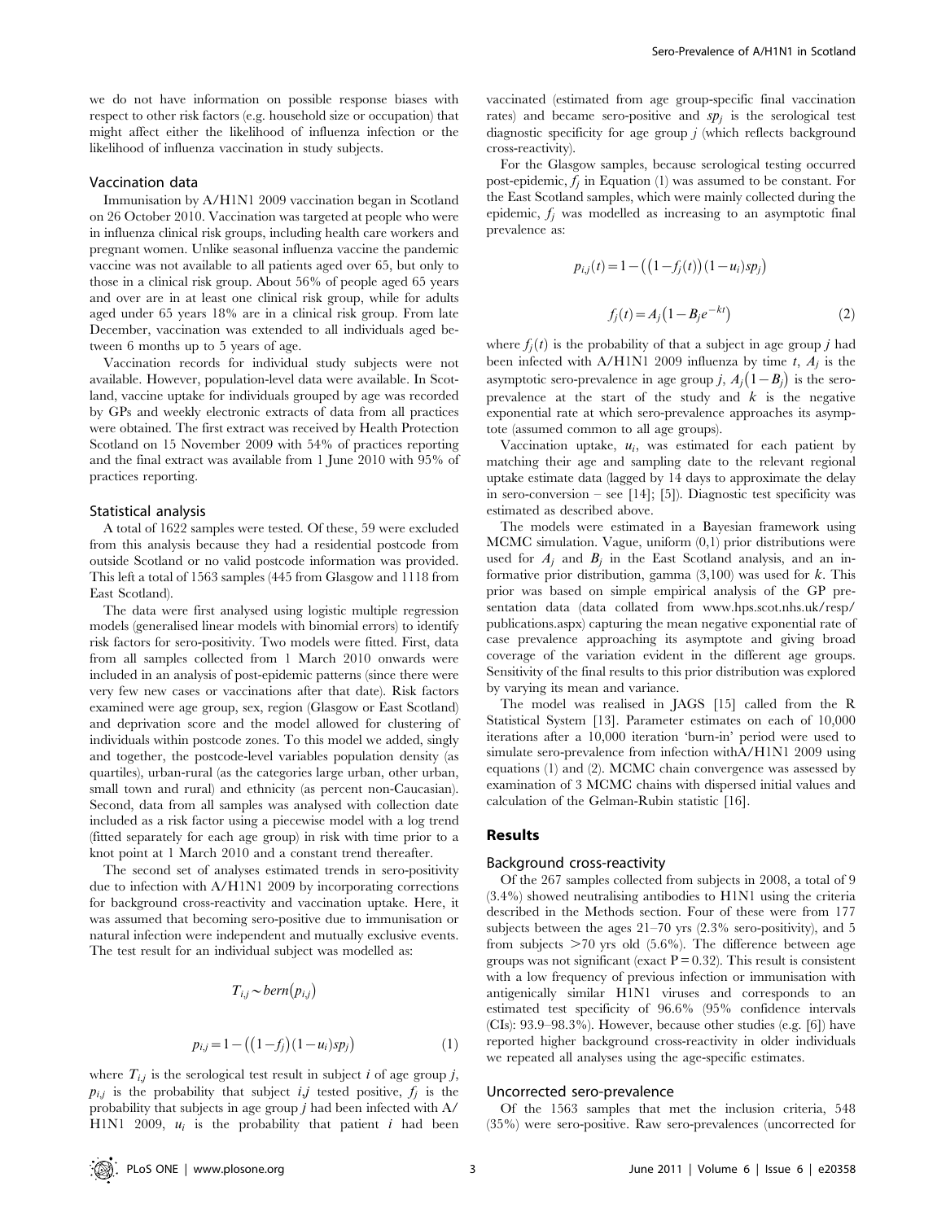we do not have information on possible response biases with respect to other risk factors (e.g. household size or occupation) that might affect either the likelihood of influenza infection or the likelihood of influenza vaccination in study subjects.

### Vaccination data

Immunisation by A/H1N1 2009 vaccination began in Scotland on 26 October 2010. Vaccination was targeted at people who were in influenza clinical risk groups, including health care workers and pregnant women. Unlike seasonal influenza vaccine the pandemic vaccine was not available to all patients aged over 65, but only to those in a clinical risk group. About 56% of people aged 65 years and over are in at least one clinical risk group, while for adults aged under 65 years 18% are in a clinical risk group. From late December, vaccination was extended to all individuals aged between 6 months up to 5 years of age.

Vaccination records for individual study subjects were not available. However, population-level data were available. In Scotland, vaccine uptake for individuals grouped by age was recorded by GPs and weekly electronic extracts of data from all practices were obtained. The first extract was received by Health Protection Scotland on 15 November 2009 with 54% of practices reporting and the final extract was available from 1 June 2010 with 95% of practices reporting.

### Statistical analysis

A total of 1622 samples were tested. Of these, 59 were excluded from this analysis because they had a residential postcode from outside Scotland or no valid postcode information was provided. This left a total of 1563 samples (445 from Glasgow and 1118 from East Scotland).

The data were first analysed using logistic multiple regression models (generalised linear models with binomial errors) to identify risk factors for sero-positivity. Two models were fitted. First, data from all samples collected from 1 March 2010 onwards were included in an analysis of post-epidemic patterns (since there were very few new cases or vaccinations after that date). Risk factors examined were age group, sex, region (Glasgow or East Scotland) and deprivation score and the model allowed for clustering of individuals within postcode zones. To this model we added, singly and together, the postcode-level variables population density (as quartiles), urban-rural (as the categories large urban, other urban, small town and rural) and ethnicity (as percent non-Caucasian). Second, data from all samples was analysed with collection date included as a risk factor using a piecewise model with a log trend (fitted separately for each age group) in risk with time prior to a knot point at 1 March 2010 and a constant trend thereafter.

The second set of analyses estimated trends in sero-positivity due to infection with A/H1N1 2009 by incorporating corrections for background cross-reactivity and vaccination uptake. Here, it was assumed that becoming sero-positive due to immunisation or natural infection were independent and mutually exclusive events. The test result for an individual subject was modelled as:

$$T_{i,j} \sim bern(p_{i,j})$$

$$p_{i,j} = 1 - \left( (1 - f_j)(1 - u_i) sp_j \right) \quad (1)$$

where $T_{i,j}$ is the serological test result in subject $i$ of age group $j$, $p_{i,j}$ is the probability that subject $i,j$ tested positive, $f_j$ is the probability that subjects in age group $j$ had been infected with A/H1N1 2009, $u_i$ is the probability that patient $i$ had been vaccinated (estimated from age group-specific final vaccination rates) and became sero-positive and $sp_j$ is the serological test diagnostic specificity for age group $j$ (which reflects background cross-reactivity).

For the Glasgow samples, because serological testing occurred post-epidemic, $f_j$ in Equation (1) was assumed to be constant. For the East Scotland samples, which were mainly collected during the epidemic, $f_j$ was modelled as increasing to an asymptotic final prevalence as:

$$p_{i,j}(t) = 1 - \left( (1 - f_j(t))(1 - u_i) sp_j \right)$$

$$f_j(t) = A_j \left( 1 - B_j e^{-kt} \right) \quad (2)$$

where $f_j(t)$ is the probability of that a subject in age group $j$ had been infected with A/H1N1 2009 influenza by time $t$, $A_j$ is the asymptotic sero-prevalence in age group $j$, $A_j(1 - B_j)$ is the sero-prevalence at the start of the study and $k$ is the negative exponential rate at which sero-prevalence approaches its asymptote (assumed common to all age groups).

Vaccination uptake, $u_i$, was estimated for each patient by matching their age and sampling date to the relevant regional uptake estimate data (lagged by 14 days to approximate the delay in sero-conversion – see [14]; [5]). Diagnostic test specificity was estimated as described above.

The models were estimated in a Bayesian framework using MCMC simulation. Vague, uniform (0,1) prior distributions were used for $A_j$ and $B_j$ in the East Scotland analysis, and an informative prior distribution, gamma (3,100) was used for $k$. This prior was based on simple empirical analysis of the GP presentation data (data collated from www.hps.scot.nhs.uk/resp/publications.aspx) capturing the mean negative exponential rate of case prevalence approaching its asymptote and giving broad coverage of the variation evident in the different age groups. Sensitivity of the final results to this prior distribution was explored by varying its mean and variance.

The model was realised in JAGS [15] called from the R Statistical System [13]. Parameter estimates on each of 10,000 iterations after a 10,000 iteration 'burn-in' period were used to simulate sero-prevalence from infection withA/H1N1 2009 using equations (1) and (2). MCMC chain convergence was assessed by examination of 3 MCMC chains with dispersed initial values and calculation of the Gelman-Rubin statistic [16].

## Results

### Background cross-reactivity

Of the 267 samples collected from subjects in 2008, a total of 9 (3.4%) showed neutralising antibodies to H1N1 using the criteria described in the Methods section. Four of these were from 177 subjects between the ages 21–70 yrs (2.3% sero-positivity), and 5 from subjects >70 yrs old (5.6%). The difference between age groups was not significant (exact $P = 0.32$). This result is consistent with a low frequency of previous infection or immunisation with antigenically similar H1N1 viruses and corresponds to an estimated test specificity of 96.6% (95% confidence intervals (CIs): 93.9–98.3%). However, because other studies (e.g. [6]) have reported higher background cross-reactivity in older individuals we repeated all analyses using the age-specific estimates.

### Uncorrected sero-prevalence

Of the 1563 samples that met the inclusion criteria, 548 (35%) were sero-positive. Raw sero-prevalences (uncorrected for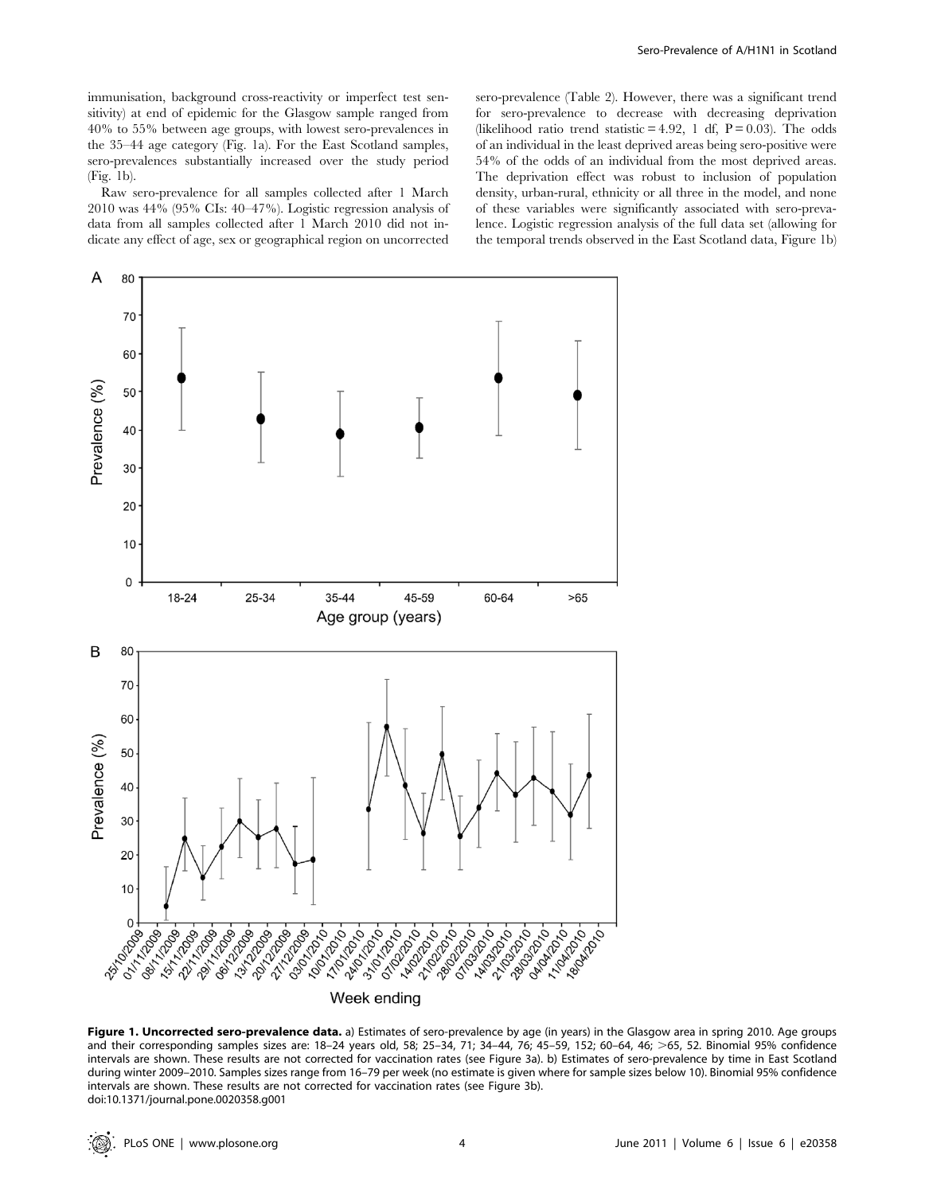immunisation, background cross-reactivity or imperfect test sensitivity) at end of epidemic for the Glasgow sample ranged from 40% to 55% between age groups, with lowest sero-prevalences in the 35–44 age category (Fig. 1a). For the East Scotland samples, sero-prevalences substantially increased over the study period (Fig. 1b).

Raw sero-prevalence for all samples collected after 1 March 2010 was 44% (95% CIs: 40–47%). Logistic regression analysis of data from all samples collected after 1 March 2010 did not indicate any effect of age, sex or geographical region on uncorrected sero-prevalence (Table 2). However, there was a significant trend for sero-prevalence to decrease with decreasing deprivation (likelihood ratio trend statistic = 4.92, 1 df, $P = 0.03$). The odds of an individual in the least deprived areas being sero-positive were 54% of the odds of an individual from the most deprived areas. The deprivation effect was robust to inclusion of population density, urban-rural, ethnicity or all three in the model, and none of these variables were significantly associated with sero-prevalence. Logistic regression analysis of the full data set (allowing for the temporal trends observed in the East Scotland data, Figure 1b)

**Figure 1. Uncorrected sero-prevalence data.** a) Estimates of sero-prevalence by age (in years) in the Glasgow area in spring 2010. Age groups and their corresponding samples sizes are: 18–24 years old, 58; 25–34, 71; 34–44, 76; 45–59, 152; 60–64, 46; >65, 52. Binomial 95% confidence intervals are shown. These results are not corrected for vaccination rates (see Figure 3a). b) Estimates of sero-prevalence by time in East Scotland during winter 2009–2010. Samples sizes range from 16–79 per week (no estimate is given where for sample sizes below 10). Binomial 95% confidence intervals are shown. These results are not corrected for vaccination rates (see Figure 3b).
doi:10.1371/journal.pone.0020358.g001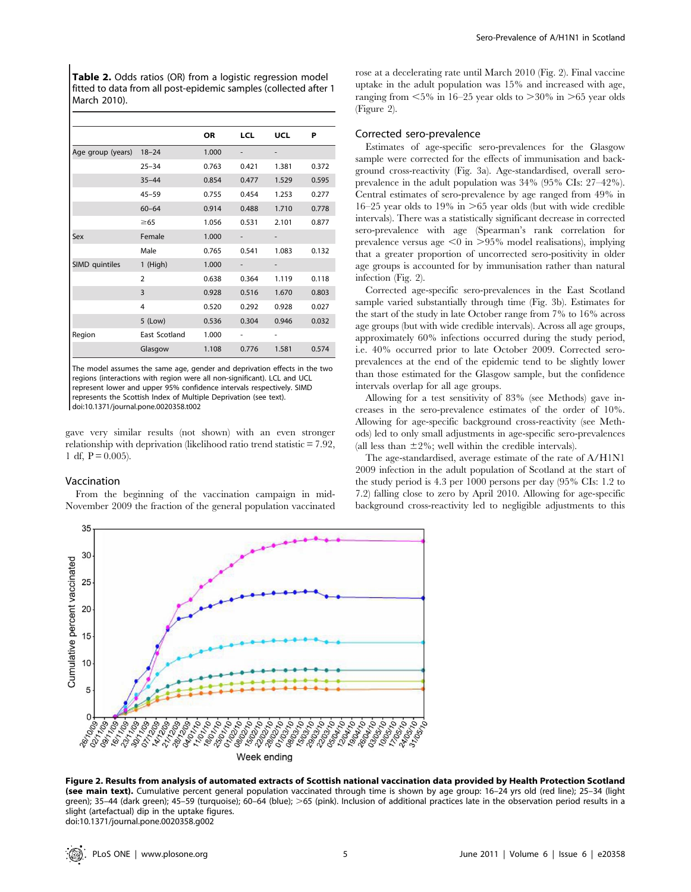**Table 2.** Odds ratios (OR) from a logistic regression model fitted to data from all post-epidemic samples (collected after 1 March 2010).

| | | OR | LCL | UCL | P |
|---|---|---|---|---|---|
| Age group (years) | 18–24 | 1.000 | - | - | |
| | 25–34 | 0.763 | 0.421 | 1.381 | 0.372 |
| | 35–44 | 0.854 | 0.477 | 1.529 | 0.595 |
| | 45–59 | 0.755 | 0.454 | 1.253 | 0.277 |
| | 60–64 | 0.914 | 0.488 | 1.710 | 0.778 |
| | ≥65 | 1.056 | 0.531 | 2.101 | 0.877 |
| Sex | Female | 1.000 | - | - | |
| | Male | 0.765 | 0.541 | 1.083 | 0.132 |
| SIMD quintiles | 1 (High) | 1.000 | - | - | |
| | 2 | 0.638 | 0.364 | 1.119 | 0.118 |
| | 3 | 0.928 | 0.516 | 1.670 | 0.803 |
| | 4 | 0.520 | 0.292 | 0.928 | 0.027 |
| | 5 (Low) | 0.536 | 0.304 | 0.946 | 0.032 |
| Region | East Scotland | 1.000 | - | - | |
| | Glasgow | 1.108 | 0.776 | 1.581 | 0.574 |

The model assumes the same age, gender and deprivation effects in the two regions (interactions with region were all non-significant). LCL and UCL represent lower and upper 95% confidence intervals respectively. SIMD represents the Scottish Index of Multiple Deprivation (see text).
doi:10.1371/journal.pone.0020358.t002

gave very similar results (not shown) with an even stronger relationship with deprivation (likelihood ratio trend statistic = 7.92, 1 df, P = 0.005).

### Vaccination

From the beginning of the vaccination campaign in mid-November 2009 the fraction of the general population vaccinated rose at a decelerating rate until March 2010 (Fig. 2). Final vaccine uptake in the adult population was 15% and increased with age, ranging from <5% in 16–25 year olds to >30% in >65 year olds (Figure 2).

### Corrected sero-prevalence

Estimates of age-specific sero-prevalences for the Glasgow sample were corrected for the effects of immunisation and background cross-reactivity (Fig. 3a). Age-standardised, overall sero-prevalence in the adult population was 34% (95% CIs: 27–42%). Central estimates of sero-prevalence by age ranged from 49% in 16–25 year olds to 19% in >65 year olds (but with wide credible intervals). There was a statistically significant decrease in corrected sero-prevalence with age (Spearman's rank correlation for prevalence versus age <0 in >95% model realisations), implying that a greater proportion of uncorrected sero-positivity in older age groups is accounted for by immunisation rather than natural infection (Fig. 2).

Corrected age-specific sero-prevalences in the East Scotland sample varied substantially through time (Fig. 3b). Estimates for the start of the study in late October range from 7% to 16% across age groups (but with wide credible intervals). Across all age groups, approximately 60% infections occurred during the study period, i.e. 40% occurred prior to late October 2009. Corrected sero-prevalences at the end of the epidemic tend to be slightly lower than those estimated for the Glasgow sample, but the confidence intervals overlap for all age groups.

Allowing for a test sensitivity of 83% (see Methods) gave increases in the sero-prevalence estimates of the order of 10%. Allowing for age-specific background cross-reactivity (see Methods) led to only small adjustments in age-specific sero-prevalences (all less than ±2%; well within the credible intervals).

The age-standardised, average estimate of the rate of A/H1N1 2009 infection in the adult population of Scotland at the start of the study period is 4.3 per 1000 persons per day (95% CIs: 1.2 to 7.2) falling close to zero by April 2010. Allowing for age-specific background cross-reactivity led to negligible adjustments to this

**Figure 2. Results from analysis of automated extracts of Scottish national vaccination data provided by Health Protection Scotland (see main text).** Cumulative percent general population vaccinated through time is shown by age group: 16–24 yrs old (red line); 25–34 (light green); 35–44 (dark green); 45–59 (turquoise); 60–64 (blue); >65 (pink). Inclusion of additional practices late in the observation period results in a slight (artefactual) dip in the uptake figures.
doi:10.1371/journal.pone.0020358.g002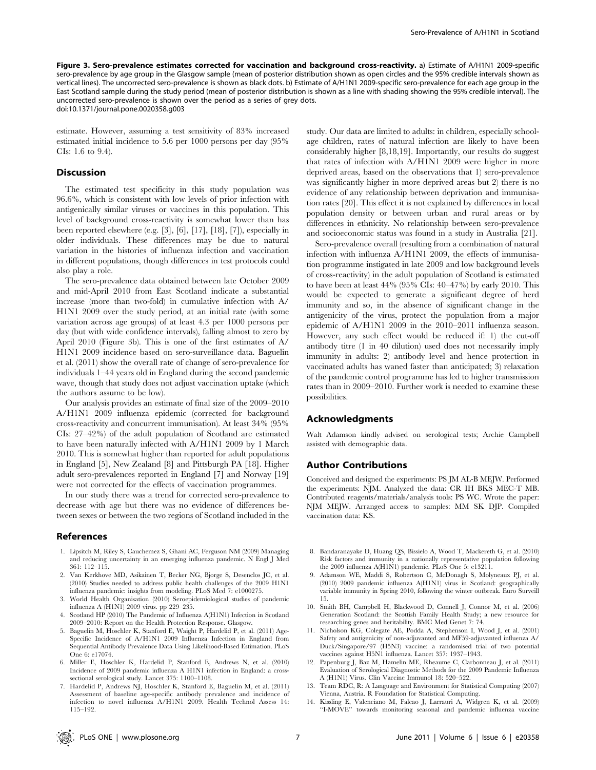**Figure 3. Sero-prevalence estimates corrected for vaccination and background cross-reactivity.** a) Estimate of A/H1N1 2009-specific sero-prevalence by age group in the Glasgow sample (mean of posterior distribution shown as open circles and the 95% credible intervals shown as vertical lines). The uncorrected sero-prevalence is shown as black dots. b) Estimate of A/H1N1 2009-specific sero-prevalence for each age group in the East Scotland sample during the study period (mean of posterior distribution is shown as a line with shading showing the 95% credible interval). The uncorrected sero-prevalence is shown over the period as a series of grey dots.
doi:10.1371/journal.pone.0020358.g003

estimate. However, assuming a test sensitivity of 83% increased estimated initial incidence to 5.6 per 1000 persons per day (95% CIs: 1.6 to 9.4).

## Discussion

The estimated test specificity in this study population was 96.6%, which is consistent with low levels of prior infection with antigenically similar viruses or vaccines in this population. This level of background cross-reactivity is somewhat lower than has been reported elsewhere (e.g. [3], [6], [17], [18], [7]), especially in older individuals. These differences may be due to natural variation in the histories of influenza infection and vaccination in different populations, though differences in test protocols could also play a role.

The sero-prevalence data obtained between late October 2009 and mid-April 2010 from East Scotland indicate a substantial increase (more than two-fold) in cumulative infection with A/H1N1 2009 over the study period, at an initial rate (with some variation across age groups) of at least 4.3 per 1000 persons per day (but with wide confidence intervals), falling almost to zero by April 2010 (Figure 3b). This is one of the first estimates of A/H1N1 2009 incidence based on sero-surveillance data. Baguelin et al. (2011) show the overall rate of change of sero-prevalence for individuals 1–44 years old in England during the second pandemic wave, though that study does not adjust vaccination uptake (which the authors assume to be low).

Our analysis provides an estimate of final size of the 2009–2010 A/H1N1 2009 influenza epidemic (corrected for background cross-reactivity and concurrent immunisation). At least 34% (95% CIs: 27–42%) of the adult population of Scotland are estimated to have been naturally infected with A/H1N1 2009 by 1 March 2010. This is somewhat higher than reported for adult populations in England [5], New Zealand [8] and Pittsburgh PA [18]. Higher adult sero-prevalences reported in England [7] and Norway [19] were not corrected for the effects of vaccination programmes.

In our study there was a trend for corrected sero-prevalence to decrease with age but there was no evidence of differences between sexes or between the two regions of Scotland included in the study. Our data are limited to adults: in children, especially school-age children, rates of natural infection are likely to have been considerably higher [8,18,19]. Importantly, our results do suggest that rates of infection with A/H1N1 2009 were higher in more deprived areas, based on the observations that 1) sero-prevalence was significantly higher in more deprived areas but 2) there is no evidence of any relationship between deprivation and immunisation rates [20]. This effect it is not explained by differences in local population density or between urban and rural areas or by differences in ethnicity. No relationship between sero-prevalence and socioeconomic status was found in a study in Australia [21].

Sero-prevalence overall (resulting from a combination of natural infection with influenza A/H1N1 2009, the effects of immunisation programme instigated in late 2009 and low background levels of cross-reactivity) in the adult population of Scotland is estimated to have been at least 44% (95% CIs: 40–47%) by early 2010. This would be expected to generate a significant degree of herd immunity and so, in the absence of significant change in the antigenicity of the virus, protect the population from a major epidemic of A/H1N1 2009 in the 2010–2011 influenza season. However, any such effect would be reduced if: 1) the cut-off antibody titre (1 in 40 dilution) used does not necessarily imply immunity in adults: 2) antibody level and hence protection in vaccinated adults has waned faster than anticipated; 3) relaxation of the pandemic control programme has led to higher transmission rates than in 2009–2010. Further work is needed to examine these possibilities.

## Acknowledgments

Walt Adamson kindly advised on serological tests; Archie Campbell assisted with demographic data.

## Author Contributions

Conceived and designed the experiments: PS JM AL-B MEJW. Performed the experiments: NJM. Analyzed the data: CR IH BKS MEC-T MB. Contributed reagents/materials/analysis tools: PS WC. Wrote the paper: NJM MEJW. Arranged access to samples: MM SK DJP. Compiled vaccination data: KS.

## References

1. Lipsitch M, Riley S, Cauchemez S, Ghani AC, Ferguson NM (2009) Managing and reducing uncertainty in an emerging influenza pandemic. N Engl J Med 361: 112–115.
2. Van Kerkhove MD, Asikainen T, Becker NG, Bjorge S, Desenclos JC, et al. (2010) Studies needed to address public health challenges of the 2009 H1N1 influenza pandemic: insights from modeling. PLoS Med 7: e1000275.
3. World Health Organisation (2010) Seroepidemiological studies of pandemic influenza A (H1N1) 2009 virus. pp 229–235.
4. Scotland HP (2010) The Pandemic of Influenza A(H1N1) Infection in Scotland 2009–2010: Report on the Health Protection Response. Glasgow.
5. Baguelin M, Hoschler K, Stanford E, Waight P, Hardelid P, et al. (2011) Age-Specific Incidence of A/H1N1 2009 Influenza Infection in England from Sequential Antibody Prevalence Data Using Likelihood-Based Estimation. PLoS One 6: e17074.
6. Miller E, Hoschler K, Hardelid P, Stanford E, Andrews N, et al. (2010) Incidence of 2009 pandemic influenza A H1N1 infection in England: a cross-sectional serological study. Lancet 375: 1100–1108.
7. Hardelid P, Andrews NJ, Hoschler K, Stanford E, Baguelin M, et al. (2011) Assessment of baseline age-specific antibody prevalence and incidence of infection to novel influenza A/H1N1 2009. Health Technol Assess 14: 115–192.
8. Bandaranayake D, Huang QS, Bissielo A, Wood T, Mackereth G, et al. (2010) Risk factors and immunity in a nationally representative population following the 2009 influenza A(H1N1) pandemic. PLoS One 5: e13211.
9. Adamson WE, Maddi S, Robertson C, McDonagh S, Molyneaux PJ, et al. (2010) 2009 pandemic influenza A(H1N1) virus in Scotland: geographically variable immunity in Spring 2010, following the winter outbreak. Euro Surveill 15.
10. Smith BH, Campbell H, Blackwood D, Connell J, Connor M, et al. (2006) Generation Scotland: the Scottish Family Health Study; a new resource for researching genes and heritability. BMC Med Genet 7: 74.
11. Nicholson KG, Colegate AE, Podda A, Stephenson I, Wood J, et al. (2001) Safety and antigenicity of non-adjuvanted and MF59-adjuvanted influenza A/Duck/Singapore/97 (H5N3) vaccine: a randomised trial of two potential vaccines against H5N1 influenza. Lancet 357: 1937–1943.
12. Papenburg J, Baz M, Hamelin ME, Rheaume C, Carbonneau J, et al. (2011) Evaluation of Serological Diagnostic Methods for the 2009 Pandemic Influenza A (H1N1) Virus. Clin Vaccine Immunol 18: 520–522.
13. Team RDC, R: A Language and Environment for Statistical Computing (2007) Vienna, Austria. R Foundation for Statistical Computing.
14. Kissling E, Valenciano M, Falcao J, Larrauri A, Widgren K, et al. (2009) "I-MOVE" towards monitoring seasonal and pandemic influenza vaccine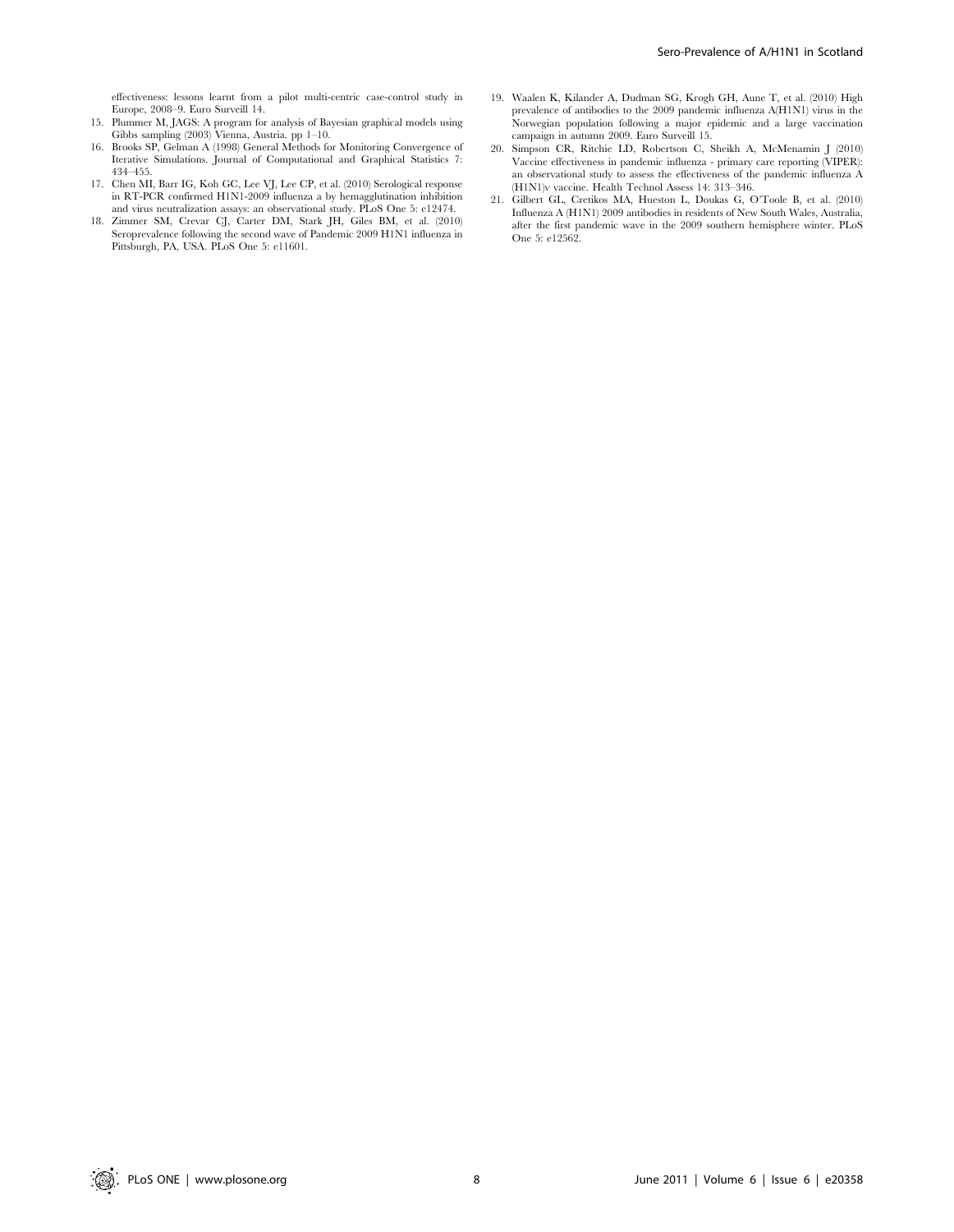effectiveness: lessons learnt from a pilot multi-centric case-control study in Europe, 2008–9. Euro Surveill 14.

15. Plummer M, JAGS: A program for analysis of Bayesian graphical models using Gibbs sampling (2003) Vienna, Austria. pp 1–10.
16. Brooks SP, Gelman A (1998) General Methods for Monitoring Convergence of Iterative Simulations. Journal of Computational and Graphical Statistics 7: 434–455.
17. Chen MI, Barr IG, Koh GC, Lee VJ, Lee CP, et al. (2010) Serological response in RT-PCR confirmed H1N1-2009 influenza a by hemagglutination inhibition and virus neutralization assays: an observational study. PLoS One 5: e12474.
18. Zimmer SM, Crevar CJ, Carter DM, Stark JH, Giles BM, et al. (2010) Seroprevalence following the second wave of Pandemic 2009 H1N1 influenza in Pittsburgh, PA, USA. PLoS One 5: e11601.
19. Waalen K, Kilander A, Dudman SG, Krogh GH, Aune T, et al. (2010) High prevalence of antibodies to the 2009 pandemic influenza A(H1N1) virus in the Norwegian population following a major epidemic and a large vaccination campaign in autumn 2009. Euro Surveill 15.
20. Simpson CR, Ritchie LD, Robertson C, Sheikh A, McMenamin J (2010) Vaccine effectiveness in pandemic influenza - primary care reporting (VIPER): an observational study to assess the effectiveness of the pandemic influenza A (H1N1)v vaccine. Health Technol Assess 14: 313–346.
21. Gilbert GL, Cretikos MA, Hueston L, Doukas G, O'Toole B, et al. (2010) Influenza A (H1N1) 2009 antibodies in residents of New South Wales, Australia, after the first pandemic wave in the 2009 southern hemisphere winter. PLoS One 5: e12562.